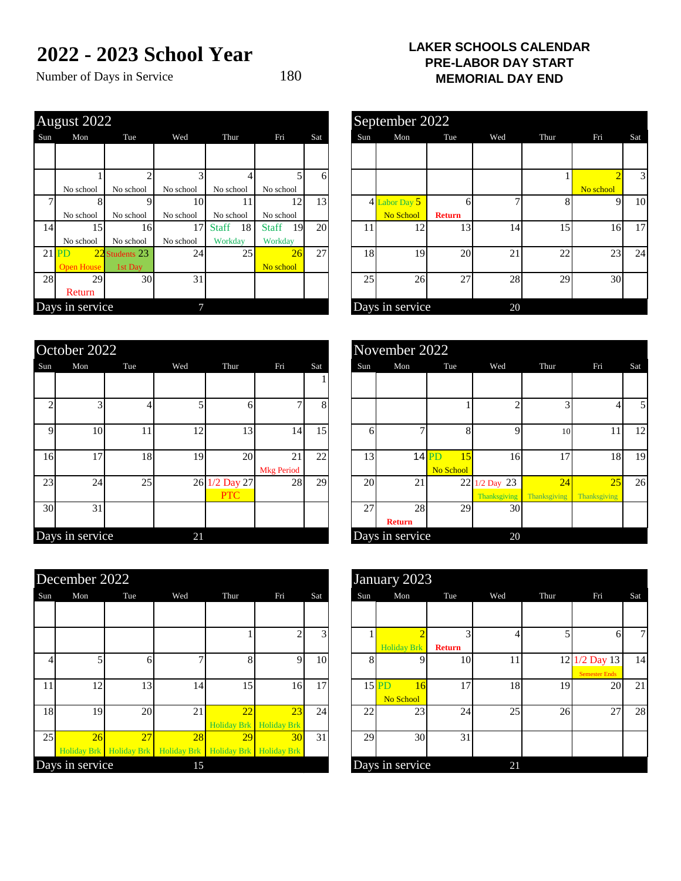# 2022 - 2023 School Year

Number of Days in Service 180

**LAKER SCHOOLS CALENDAR**
**PRE-LABOR DAY START**
**MEMORIAL DAY END**

## August 2022

| Sun | Mon | Tue | Wed | Thur | Fri | Sat |
|---|---|---|---|---|---|---|
| | | | | | | |
| | 1 No school | 2 No school | 3 No school | 4 No school | 5 No school | 6 |
| 7 | 8 No school | 9 No school | 10 No school | 11 No school | 12 No school | 13 |
| 14 | 15 No school | 16 No school | 17 No school | Staff 18 Workday | Staff 19 Workday | 20 |
| 21 | PD 22 Open House | Students 23 1st Day | 24 | 25 | 26 No school | 27 |
| 28 | 29 Return | 30 | 31 | | | |

Days in service 7

## September 2022

| Sun | Mon | Tue | Wed | Thur | Fri | Sat |
|---|---|---|---|---|---|---|
| | | | | | | |
| | | | | 1 | 2 No school | 3 |
| 4 | Labor Day 5 No School | 6 Return | 7 | 8 | 9 | 10 |
| 11 | 12 | 13 | 14 | 15 | 16 | 17 |
| 18 | 19 | 20 | 21 | 22 | 23 | 24 |
| 25 | 26 | 27 | 28 | 29 | 30 | |

Days in service 20

## October 2022

| Sun | Mon | Tue | Wed | Thur | Fri | Sat |
|---|---|---|---|---|---|---|
| | | | | | | 1 |
| 2 | 3 | 4 | 5 | 6 | 7 | 8 |
| 9 | 10 | 11 | 12 | 13 | 14 | 15 |
| 16 | 17 | 18 | 19 | 20 | 21 Mkg Period | 22 |
| 23 | 24 | 25 | 26 | 1/2 Day 27 PTC | 28 | 29 |
| 30 | 31 | | | | | |

Days in service 21

## November 2022

| Sun | Mon | Tue | Wed | Thur | Fri | Sat |
|---|---|---|---|---|---|---|
| | | | | | | |
| | | 1 | 2 | 3 | 4 | 5 |
| 6 | 7 | 8 | 9 | 10 | 11 | 12 |
| 13 | 14 | PD 15 No School | 16 | 17 | 18 | 19 |
| 20 | 21 | 22 | 1/2 Day 23 Thanksgiving | 24 Thanksgiving | 25 Thanksgiving | 26 |
| 27 | 28 Return | 29 | 30 | | | |

Days in service 20

## December 2022

| Sun | Mon | Tue | Wed | Thur | Fri | Sat |
|---|---|---|---|---|---|---|
| | | | | | | |
| | | | | 1 | 2 | 3 |
| 4 | 5 | 6 | 7 | 8 | 9 | 10 |
| 11 | 12 | 13 | 14 | 15 | 16 | 17 |
| 18 | 19 | 20 | 21 | 22 Holiday Brk | 23 Holiday Brk | 24 |
| 25 | 26 Holiday Brk | 27 Holiday Brk | 28 Holiday Brk | 29 Holiday Brk | 30 Holiday Brk | 31 |

Days in service 15

## January 2023

| Sun | Mon | Tue | Wed | Thur | Fri | Sat |
|---|---|---|---|---|---|---|
| | | | | | | |
| 1 | 2 Holiday Brk | 3 Return | 4 | 5 | 6 | 7 |
| 8 | 9 | 10 | 11 | 12 | 1/2 Day 13 Semester Ends | 14 |
| 15 | PD 16 No School | 17 | 18 | 19 | 20 | 21 |
| 22 | 23 | 24 | 25 | 26 | 27 | 28 |
| 29 | 30 | 31 | | | | |

Days in service 21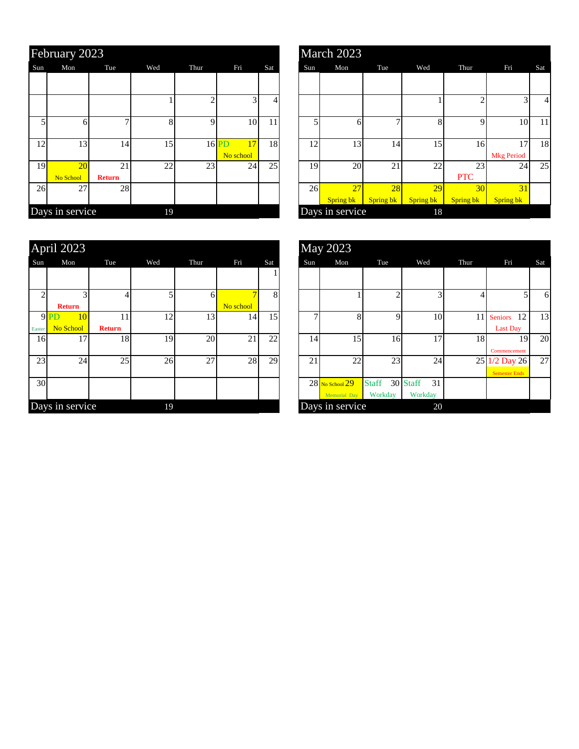## February 2023

| Sun | Mon | Tue | Wed | Thur | Fri | Sat |
|---|---|---|---|---|---|---|
| | | | | | | |
| | | | 1 | 2 | 3 | 4 |
| 5 | 6 | 7 | 8 | 9 | 10 | 11 |
| 12 | 13 | 14 | 15 | 16 | PD 17 No school | 18 |
| 19 | 20 No School | 21 Return | 22 | 23 | 24 | 25 |
| 26 | 27 | 28 | | | | |

Days in service 19

## March 2023

| Sun | Mon | Tue | Wed | Thur | Fri | Sat |
|---|---|---|---|---|---|---|
| | | | | | | |
| | | | 1 | 2 | 3 | 4 |
| 5 | 6 | 7 | 8 | 9 | 10 | 11 |
| 12 | 13 | 14 | 15 | 16 | 17 Mkg Period | 18 |
| 19 | 20 | 21 | 22 | 23 PTC | 24 | 25 |
| 26 | 27 Spring bk | 28 Spring bk | 29 Spring bk | 30 Spring bk | 31 Spring bk | |

Days in service 18

## April 2023

| Sun | Mon | Tue | Wed | Thur | Fri | Sat |
|---|---|---|---|---|---|---|
| | | | | | | 1 |
| 2 | 3 Return | 4 | 5 | 6 | 7 No school | 8 |
| 9 Easter | PD 10 No School | 11 Return | 12 | 13 | 14 | 15 |
| 16 | 17 | 18 | 19 | 20 | 21 | 22 |
| 23 | 24 | 25 | 26 | 27 | 28 | 29 |
| 30 | | | | | | |

Days in service 19

## May 2023

| Sun | Mon | Tue | Wed | Thur | Fri | Sat |
|---|---|---|---|---|---|---|
| | | | | | | |
| | 1 | 2 | 3 | 4 | 5 | 6 |
| 7 | 8 | 9 | 10 | 11 | Seniors 12 Last Day | 13 |
| 14 | 15 | 16 | 17 | 18 | 19 Commencement | 20 |
| 21 | 22 | 23 | 24 | 25 | 1/2 Day 26 Semester Ends | 27 |
| 28 | No School 29 Memorial Day | Staff 30 Workday | Staff 31 Workday | | | |

Days in service 20